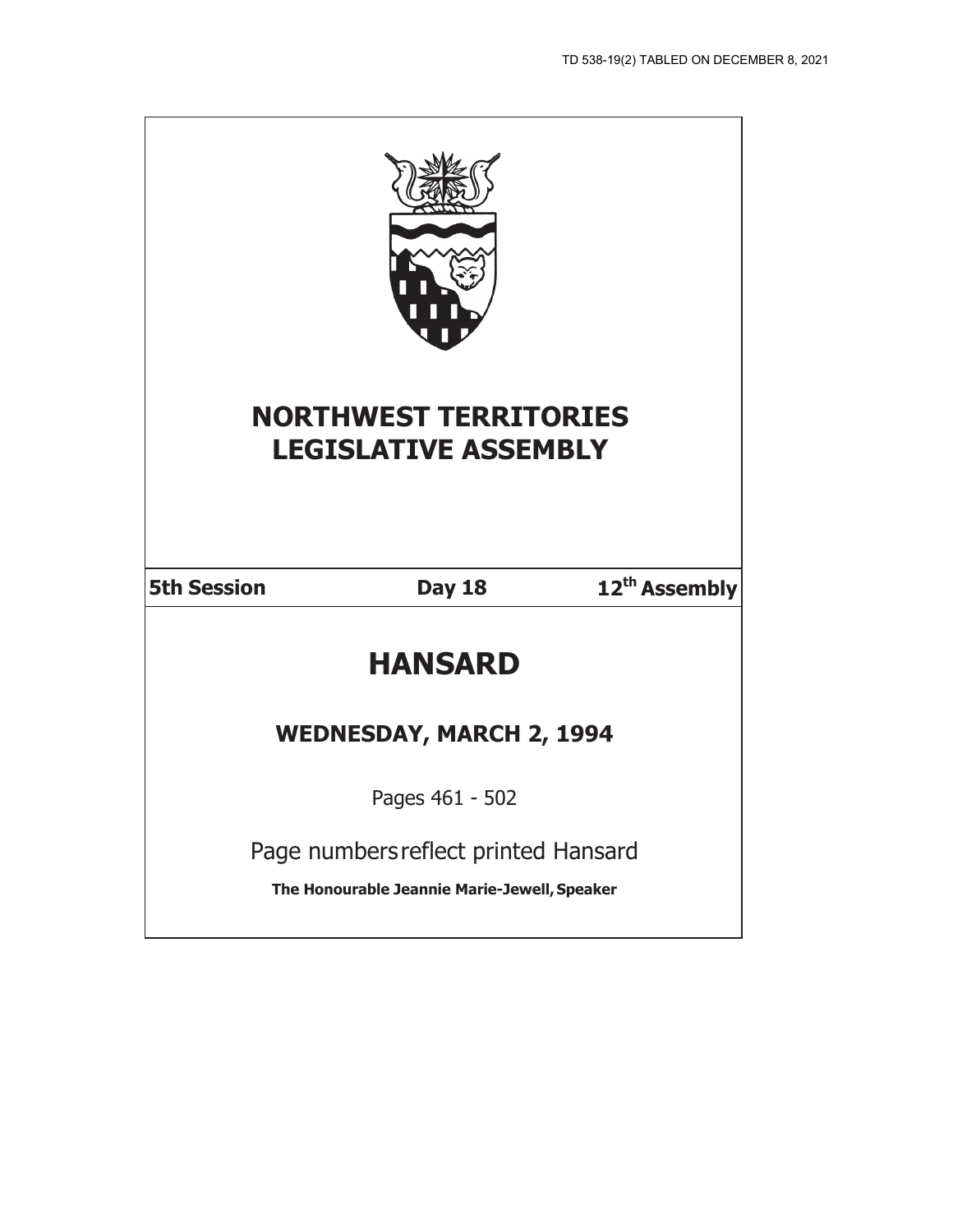TD 538-19(2) TABLED ON DECEMBER 8, 2021

# NORTHWEST TERRITORIES LEGISLATIVE ASSEMBLY

| 5th Session | Day 18 | 12th Assembly |
|---|---|---|

# HANSARD

## WEDNESDAY, MARCH 2, 1994

Pages 461 - 502

Page numbers reflect printed Hansard

**The Honourable Jeannie Marie-Jewell, Speaker**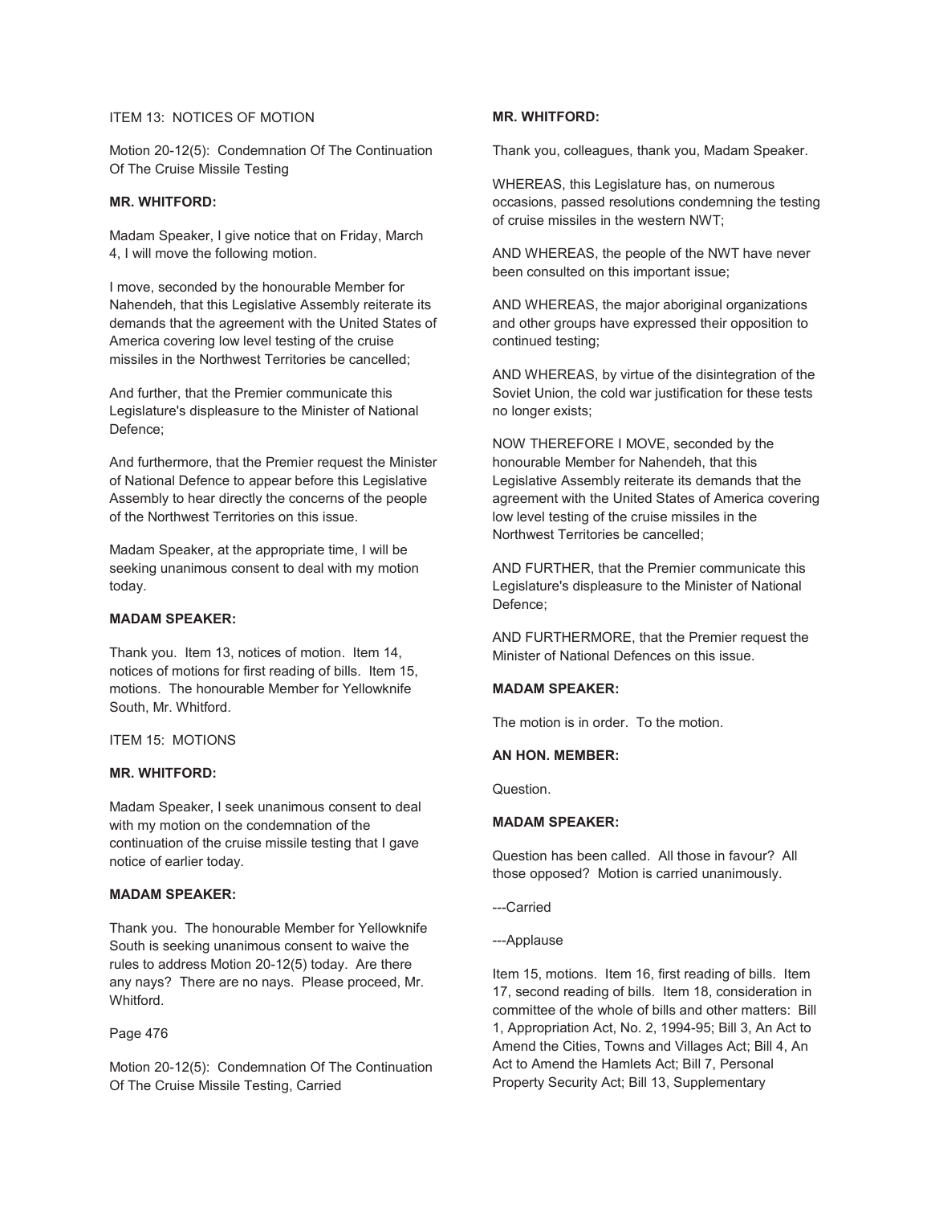ITEM 13: NOTICES OF MOTION

Motion 20-12(5): Condemnation Of The Continuation Of The Cruise Missile Testing

**MR. WHITFORD:**

Madam Speaker, I give notice that on Friday, March 4, I will move the following motion.

I move, seconded by the honourable Member for Nahendeh, that this Legislative Assembly reiterate its demands that the agreement with the United States of America covering low level testing of the cruise missiles in the Northwest Territories be cancelled;

And further, that the Premier communicate this Legislature's displeasure to the Minister of National Defence;

And furthermore, that the Premier request the Minister of National Defence to appear before this Legislative Assembly to hear directly the concerns of the people of the Northwest Territories on this issue.

Madam Speaker, at the appropriate time, I will be seeking unanimous consent to deal with my motion today.

**MADAM SPEAKER:**

Thank you. Item 13, notices of motion. Item 14, notices of motions for first reading of bills. Item 15, motions. The honourable Member for Yellowknife South, Mr. Whitford.

ITEM 15: MOTIONS

**MR. WHITFORD:**

Madam Speaker, I seek unanimous consent to deal with my motion on the condemnation of the continuation of the cruise missile testing that I gave notice of earlier today.

**MADAM SPEAKER:**

Thank you. The honourable Member for Yellowknife South is seeking unanimous consent to waive the rules to address Motion 20-12(5) today. Are there any nays? There are no nays. Please proceed, Mr. Whitford.

Page 476

Motion 20-12(5): Condemnation Of The Continuation Of The Cruise Missile Testing, Carried

**MR. WHITFORD:**

Thank you, colleagues, thank you, Madam Speaker.

WHEREAS, this Legislature has, on numerous occasions, passed resolutions condemning the testing of cruise missiles in the western NWT;

AND WHEREAS, the people of the NWT have never been consulted on this important issue;

AND WHEREAS, the major aboriginal organizations and other groups have expressed their opposition to continued testing;

AND WHEREAS, by virtue of the disintegration of the Soviet Union, the cold war justification for these tests no longer exists;

NOW THEREFORE I MOVE, seconded by the honourable Member for Nahendeh, that this Legislative Assembly reiterate its demands that the agreement with the United States of America covering low level testing of the cruise missiles in the Northwest Territories be cancelled;

AND FURTHER, that the Premier communicate this Legislature's displeasure to the Minister of National Defence;

AND FURTHERMORE, that the Premier request the Minister of National Defences on this issue.

**MADAM SPEAKER:**

The motion is in order. To the motion.

**AN HON. MEMBER:**

Question.

**MADAM SPEAKER:**

Question has been called. All those in favour? All those opposed? Motion is carried unanimously.

---Carried

---Applause

Item 15, motions. Item 16, first reading of bills. Item 17, second reading of bills. Item 18, consideration in committee of the whole of bills and other matters: Bill 1, Appropriation Act, No. 2, 1994-95; Bill 3, An Act to Amend the Cities, Towns and Villages Act; Bill 4, An Act to Amend the Hamlets Act; Bill 7, Personal Property Security Act; Bill 13, Supplementary